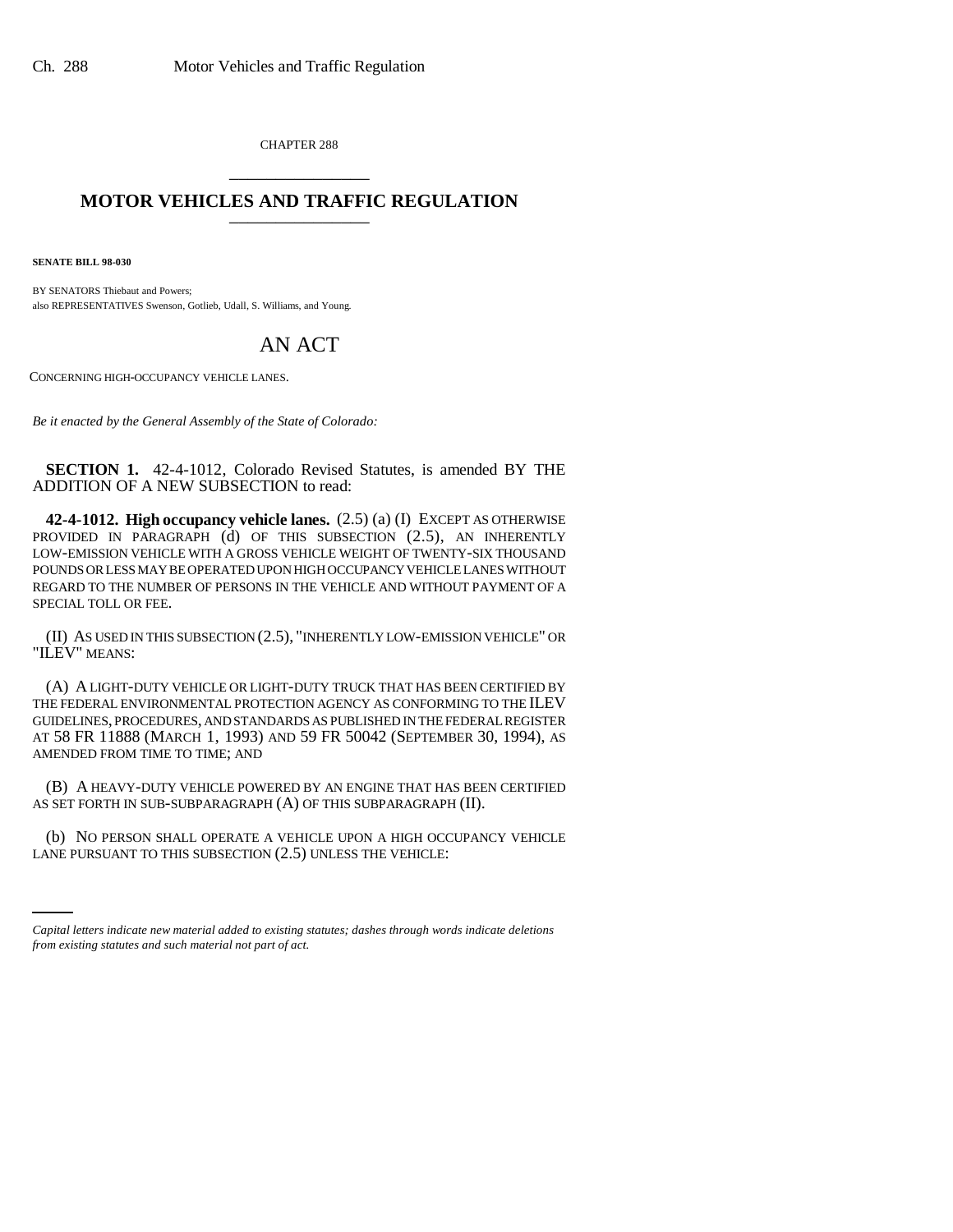CHAPTER 288

# MOTOR VEHICLES AND TRAFFIC REGULATION

**SENATE BILL 98-030**

BY SENATORS Thiebaut and Powers;
also REPRESENTATIVES Swenson, Gotlieb, Udall, S. Williams, and Young.

## AN ACT

CONCERNING HIGH-OCCUPANCY VEHICLE LANES.

*Be it enacted by the General Assembly of the State of Colorado:*

**SECTION 1.** 42-4-1012, Colorado Revised Statutes, is amended BY THE ADDITION OF A NEW SUBSECTION to read:

**42-4-1012. High occupancy vehicle lanes.** (2.5) (a) (I) EXCEPT AS OTHERWISE PROVIDED IN PARAGRAPH (d) OF THIS SUBSECTION (2.5), AN INHERENTLY LOW-EMISSION VEHICLE WITH A GROSS VEHICLE WEIGHT OF TWENTY-SIX THOUSAND POUNDS OR LESS MAY BE OPERATED UPON HIGH OCCUPANCY VEHICLE LANES WITHOUT REGARD TO THE NUMBER OF PERSONS IN THE VEHICLE AND WITHOUT PAYMENT OF A SPECIAL TOLL OR FEE.

(II) AS USED IN THIS SUBSECTION (2.5), "INHERENTLY LOW-EMISSION VEHICLE" OR "ILEV" MEANS:

(A) A LIGHT-DUTY VEHICLE OR LIGHT-DUTY TRUCK THAT HAS BEEN CERTIFIED BY THE FEDERAL ENVIRONMENTAL PROTECTION AGENCY AS CONFORMING TO THE ILEV GUIDELINES, PROCEDURES, AND STANDARDS AS PUBLISHED IN THE FEDERAL REGISTER AT 58 FR 11888 (MARCH 1, 1993) AND 59 FR 50042 (SEPTEMBER 30, 1994), AS AMENDED FROM TIME TO TIME; AND

(B) A HEAVY-DUTY VEHICLE POWERED BY AN ENGINE THAT HAS BEEN CERTIFIED AS SET FORTH IN SUB-SUBPARAGRAPH (A) OF THIS SUBPARAGRAPH (II).

(b) NO PERSON SHALL OPERATE A VEHICLE UPON A HIGH OCCUPANCY VEHICLE LANE PURSUANT TO THIS SUBSECTION (2.5) UNLESS THE VEHICLE:

*Capital letters indicate new material added to existing statutes; dashes through words indicate deletions from existing statutes and such material not part of act.*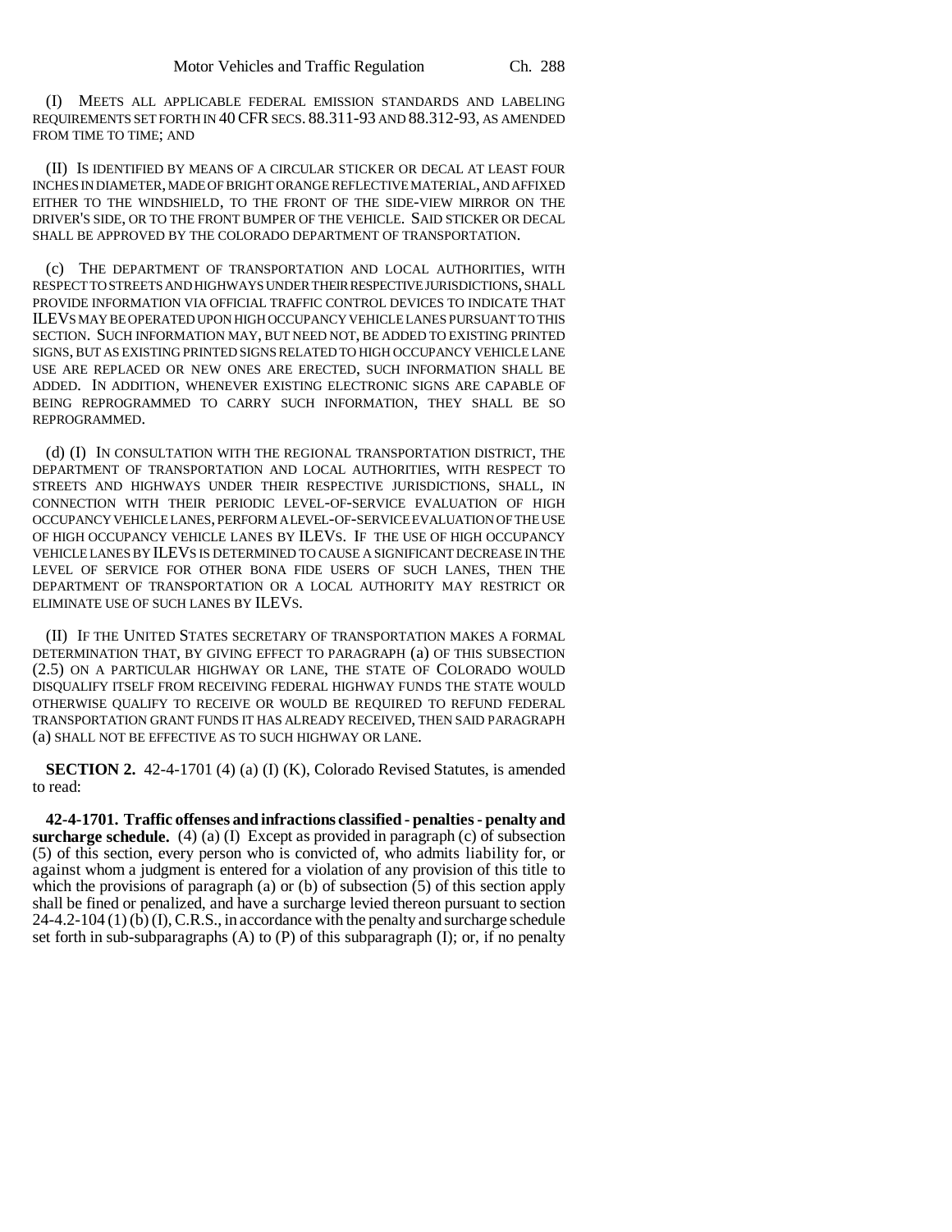(I) MEETS ALL APPLICABLE FEDERAL EMISSION STANDARDS AND LABELING REQUIREMENTS SET FORTH IN 40 CFR SECS. 88.311-93 AND 88.312-93, AS AMENDED FROM TIME TO TIME; AND

(II) IS IDENTIFIED BY MEANS OF A CIRCULAR STICKER OR DECAL AT LEAST FOUR INCHES IN DIAMETER, MADE OF BRIGHT ORANGE REFLECTIVE MATERIAL, AND AFFIXED EITHER TO THE WINDSHIELD, TO THE FRONT OF THE SIDE-VIEW MIRROR ON THE DRIVER'S SIDE, OR TO THE FRONT BUMPER OF THE VEHICLE. SAID STICKER OR DECAL SHALL BE APPROVED BY THE COLORADO DEPARTMENT OF TRANSPORTATION.

(c) THE DEPARTMENT OF TRANSPORTATION AND LOCAL AUTHORITIES, WITH RESPECT TO STREETS AND HIGHWAYS UNDER THEIR RESPECTIVE JURISDICTIONS, SHALL PROVIDE INFORMATION VIA OFFICIAL TRAFFIC CONTROL DEVICES TO INDICATE THAT ILEVS MAY BE OPERATED UPON HIGH OCCUPANCY VEHICLE LANES PURSUANT TO THIS SECTION. SUCH INFORMATION MAY, BUT NEED NOT, BE ADDED TO EXISTING PRINTED SIGNS, BUT AS EXISTING PRINTED SIGNS RELATED TO HIGH OCCUPANCY VEHICLE LANE USE ARE REPLACED OR NEW ONES ARE ERECTED, SUCH INFORMATION SHALL BE ADDED. IN ADDITION, WHENEVER EXISTING ELECTRONIC SIGNS ARE CAPABLE OF BEING REPROGRAMMED TO CARRY SUCH INFORMATION, THEY SHALL BE SO REPROGRAMMED.

(d) (I) IN CONSULTATION WITH THE REGIONAL TRANSPORTATION DISTRICT, THE DEPARTMENT OF TRANSPORTATION AND LOCAL AUTHORITIES, WITH RESPECT TO STREETS AND HIGHWAYS UNDER THEIR RESPECTIVE JURISDICTIONS, SHALL, IN CONNECTION WITH THEIR PERIODIC LEVEL-OF-SERVICE EVALUATION OF HIGH OCCUPANCY VEHICLE LANES, PERFORM A LEVEL-OF-SERVICE EVALUATION OF THE USE OF HIGH OCCUPANCY VEHICLE LANES BY ILEVS. IF THE USE OF HIGH OCCUPANCY VEHICLE LANES BY ILEVS IS DETERMINED TO CAUSE A SIGNIFICANT DECREASE IN THE LEVEL OF SERVICE FOR OTHER BONA FIDE USERS OF SUCH LANES, THEN THE DEPARTMENT OF TRANSPORTATION OR A LOCAL AUTHORITY MAY RESTRICT OR ELIMINATE USE OF SUCH LANES BY ILEVS.

(II) IF THE UNITED STATES SECRETARY OF TRANSPORTATION MAKES A FORMAL DETERMINATION THAT, BY GIVING EFFECT TO PARAGRAPH (a) OF THIS SUBSECTION (2.5) ON A PARTICULAR HIGHWAY OR LANE, THE STATE OF COLORADO WOULD DISQUALIFY ITSELF FROM RECEIVING FEDERAL HIGHWAY FUNDS THE STATE WOULD OTHERWISE QUALIFY TO RECEIVE OR WOULD BE REQUIRED TO REFUND FEDERAL TRANSPORTATION GRANT FUNDS IT HAS ALREADY RECEIVED, THEN SAID PARAGRAPH (a) SHALL NOT BE EFFECTIVE AS TO SUCH HIGHWAY OR LANE.

**SECTION 2.** 42-4-1701 (4) (a) (I) (K), Colorado Revised Statutes, is amended to read:

**42-4-1701. Traffic offenses and infractions classified - penalties - penalty and surcharge schedule.** (4) (a) (I) Except as provided in paragraph (c) of subsection (5) of this section, every person who is convicted of, who admits liability for, or against whom a judgment is entered for a violation of any provision of this title to which the provisions of paragraph (a) or (b) of subsection (5) of this section apply shall be fined or penalized, and have a surcharge levied thereon pursuant to section 24-4.2-104 (1) (b) (I), C.R.S., in accordance with the penalty and surcharge schedule set forth in sub-subparagraphs (A) to (P) of this subparagraph (I); or, if no penalty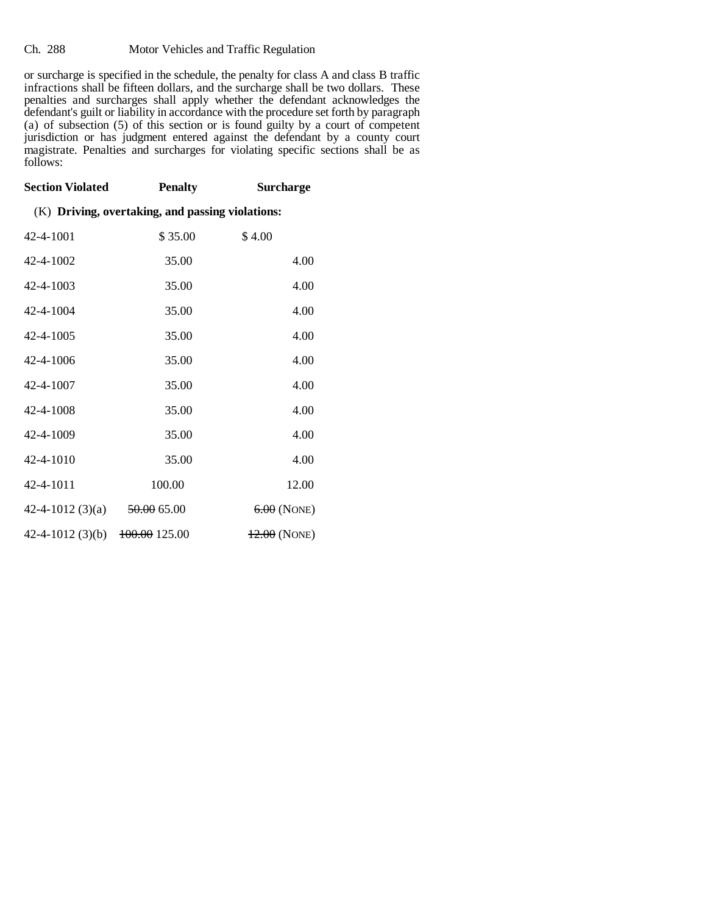or surcharge is specified in the schedule, the penalty for class A and class B traffic infractions shall be fifteen dollars, and the surcharge shall be two dollars. These penalties and surcharges shall apply whether the defendant acknowledges the defendant's guilt or liability in accordance with the procedure set forth by paragraph (a) of subsection (5) of this section or is found guilty by a court of competent jurisdiction or has judgment entered against the defendant by a county court magistrate. Penalties and surcharges for violating specific sections shall be as follows:

| **Section Violated** | **Penalty** | **Surcharge** |
|---|---|---|
| (K) **Driving, overtaking, and passing violations:** | | |
| 42-4-1001 | $ 35.00 | $ 4.00 |
| 42-4-1002 | 35.00 | 4.00 |
| 42-4-1003 | 35.00 | 4.00 |
| 42-4-1004 | 35.00 | 4.00 |
| 42-4-1005 | 35.00 | 4.00 |
| 42-4-1006 | 35.00 | 4.00 |
| 42-4-1007 | 35.00 | 4.00 |
| 42-4-1008 | 35.00 | 4.00 |
| 42-4-1009 | 35.00 | 4.00 |
| 42-4-1010 | 35.00 | 4.00 |
| 42-4-1011 | 100.00 | 12.00 |
| 42-4-1012 (3)(a) | ~~50.00~~ 65.00 | ~~6.00~~ (NONE) |
| 42-4-1012 (3)(b) | ~~100.00~~ 125.00 | ~~12.00~~ (NONE) |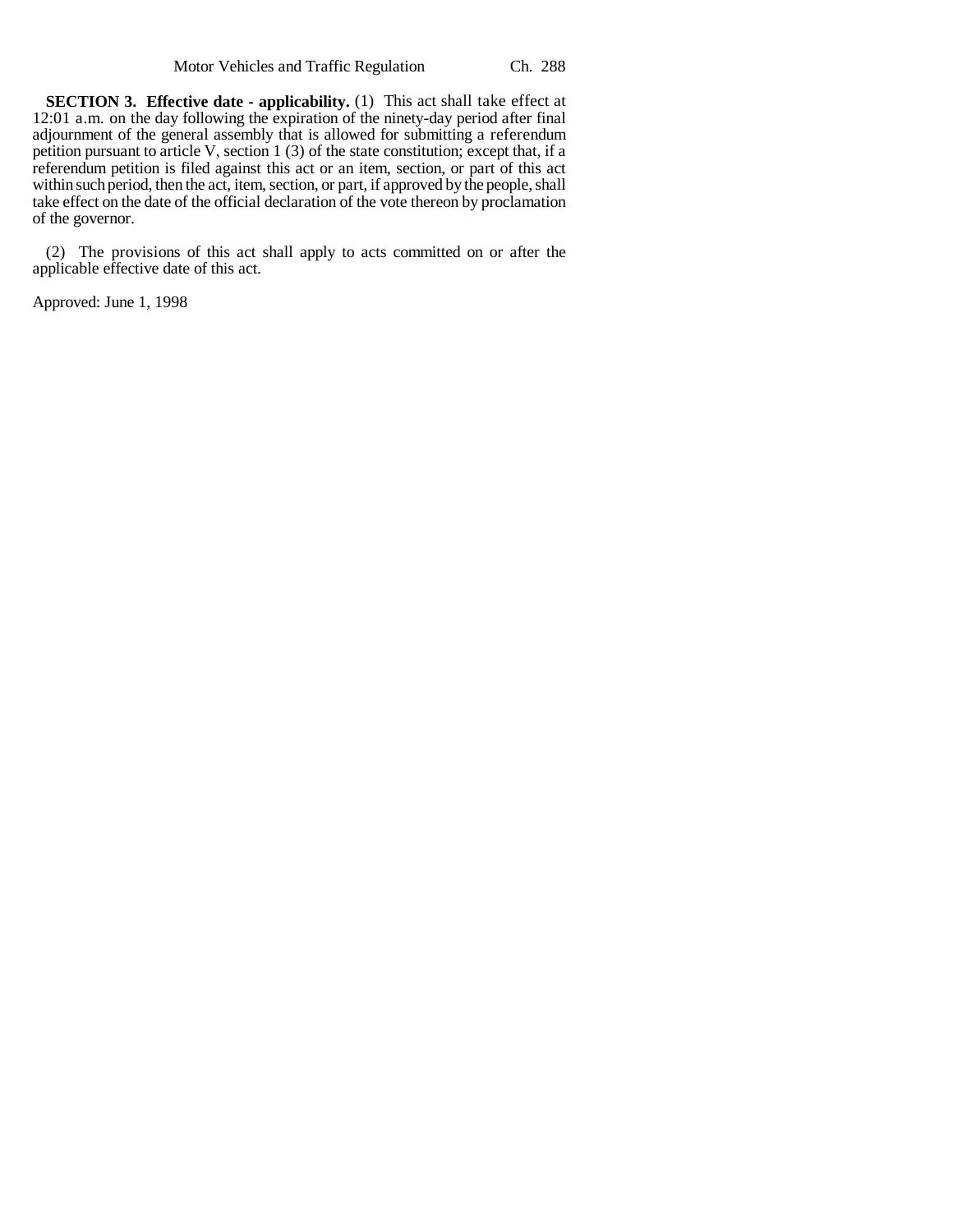**SECTION 3. Effective date - applicability.** (1) This act shall take effect at 12:01 a.m. on the day following the expiration of the ninety-day period after final adjournment of the general assembly that is allowed for submitting a referendum petition pursuant to article V, section 1 (3) of the state constitution; except that, if a referendum petition is filed against this act or an item, section, or part of this act within such period, then the act, item, section, or part, if approved by the people, shall take effect on the date of the official declaration of the vote thereon by proclamation of the governor.

(2) The provisions of this act shall apply to acts committed on or after the applicable effective date of this act.

Approved: June 1, 1998